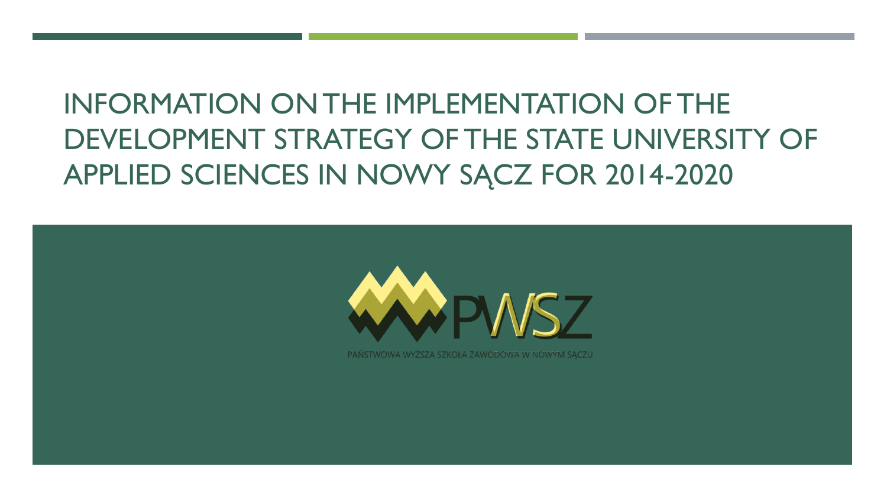# INFORMATION ON THE IMPLEMENTATION OF THE DEVELOPMENT STRATEGY OF THE STATE UNIVERSITY OF APPLIED SCIENCES IN NOWY SĄCZ FOR 2014-2020

PWSZ

PAŃSTWOWA WYŻSZA SZKOŁA ZAWODOWA W NOWYM SĄCZU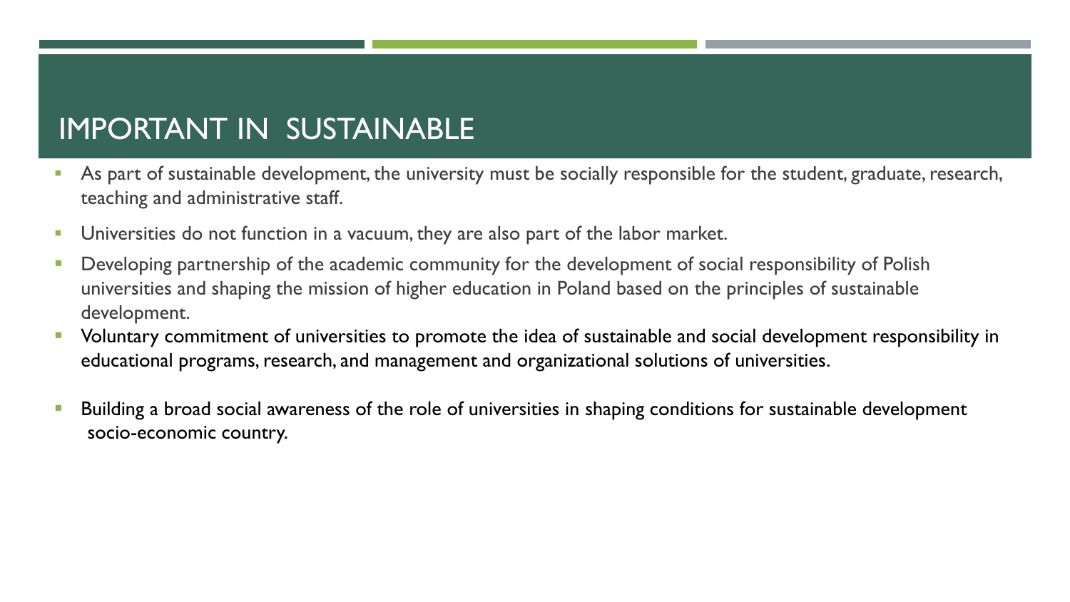# IMPORTANT IN SUSTAINABLE

- As part of sustainable development, the university must be socially responsible for the student, graduate, research, teaching and administrative staff.
- Universities do not function in a vacuum, they are also part of the labor market.
- Developing partnership of the academic community for the development of social responsibility of Polish universities and shaping the mission of higher education in Poland based on the principles of sustainable development.
- Voluntary commitment of universities to promote the idea of sustainable and social development responsibility in educational programs, research, and management and organizational solutions of universities.
- Building a broad social awareness of the role of universities in shaping conditions for sustainable development socio-economic country.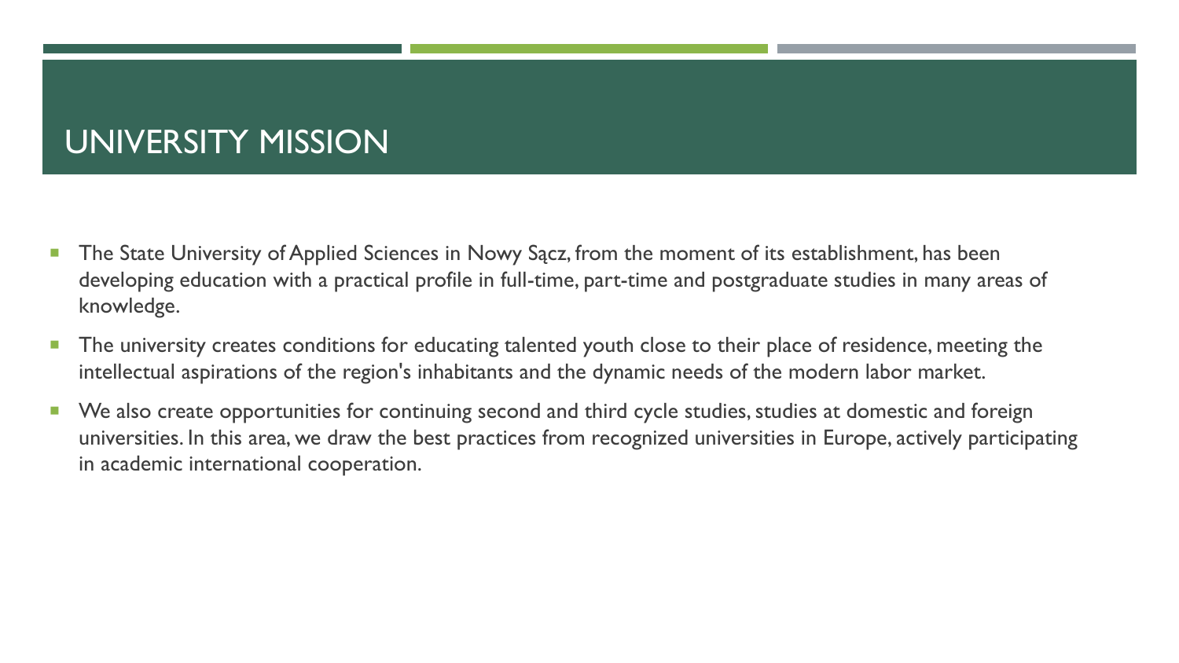# UNIVERSITY MISSION

- The State University of Applied Sciences in Nowy Sącz, from the moment of its establishment, has been developing education with a practical profile in full-time, part-time and postgraduate studies in many areas of knowledge.
- The university creates conditions for educating talented youth close to their place of residence, meeting the intellectual aspirations of the region's inhabitants and the dynamic needs of the modern labor market.
- We also create opportunities for continuing second and third cycle studies, studies at domestic and foreign universities. In this area, we draw the best practices from recognized universities in Europe, actively participating in academic international cooperation.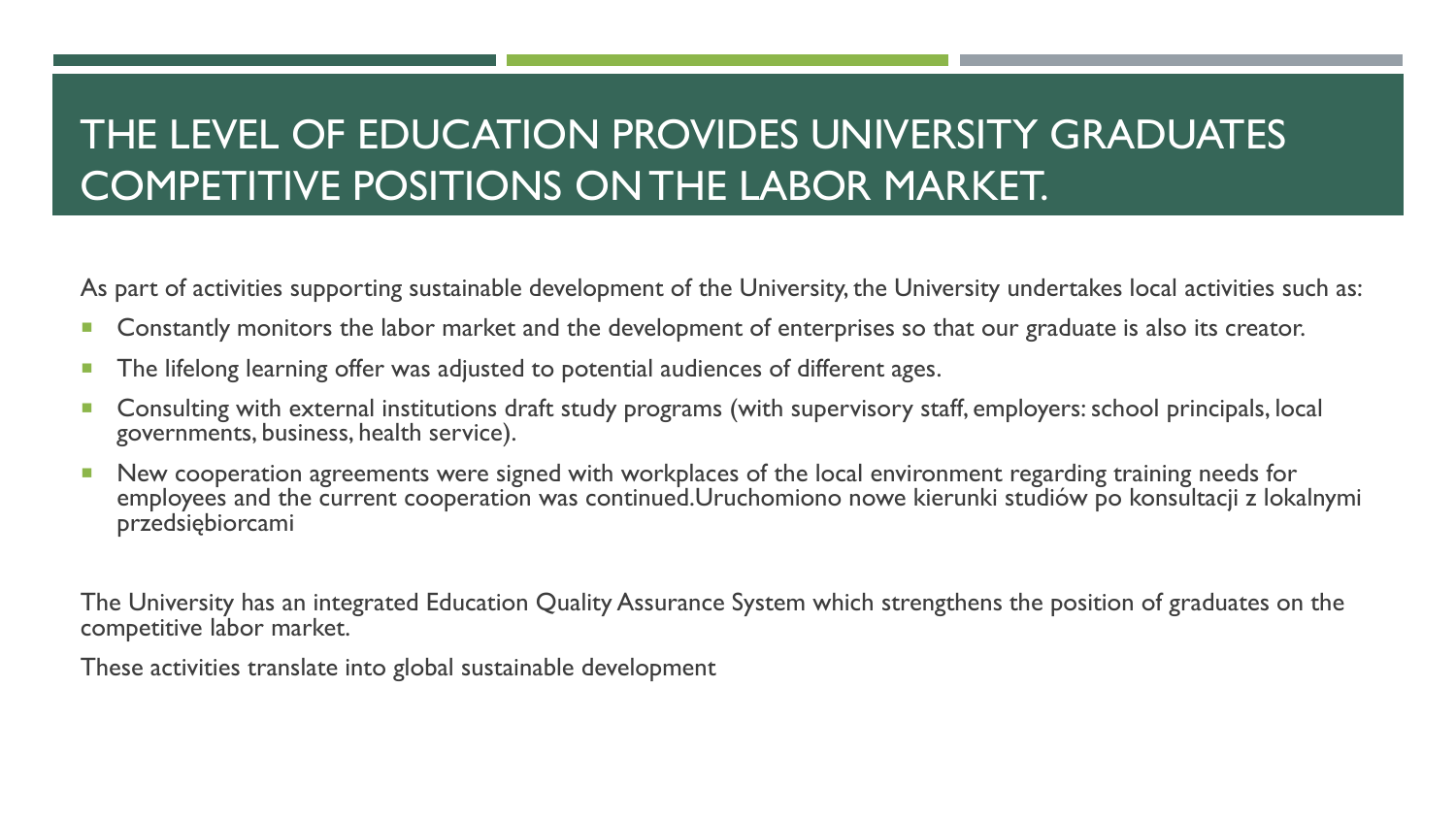# THE LEVEL OF EDUCATION PROVIDES UNIVERSITY GRADUATES COMPETITIVE POSITIONS ON THE LABOR MARKET.

As part of activities supporting sustainable development of the University, the University undertakes local activities such as:

- Constantly monitors the labor market and the development of enterprises so that our graduate is also its creator.
- The lifelong learning offer was adjusted to potential audiences of different ages.
- Consulting with external institutions draft study programs (with supervisory staff, employers: school principals, local governments, business, health service).
- New cooperation agreements were signed with workplaces of the local environment regarding training needs for employees and the current cooperation was continued.Uruchomiono nowe kierunki studiów po konsultacji z lokalnymi przedsiębiorcami

The University has an integrated Education Quality Assurance System which strengthens the position of graduates on the competitive labor market.

These activities translate into global sustainable development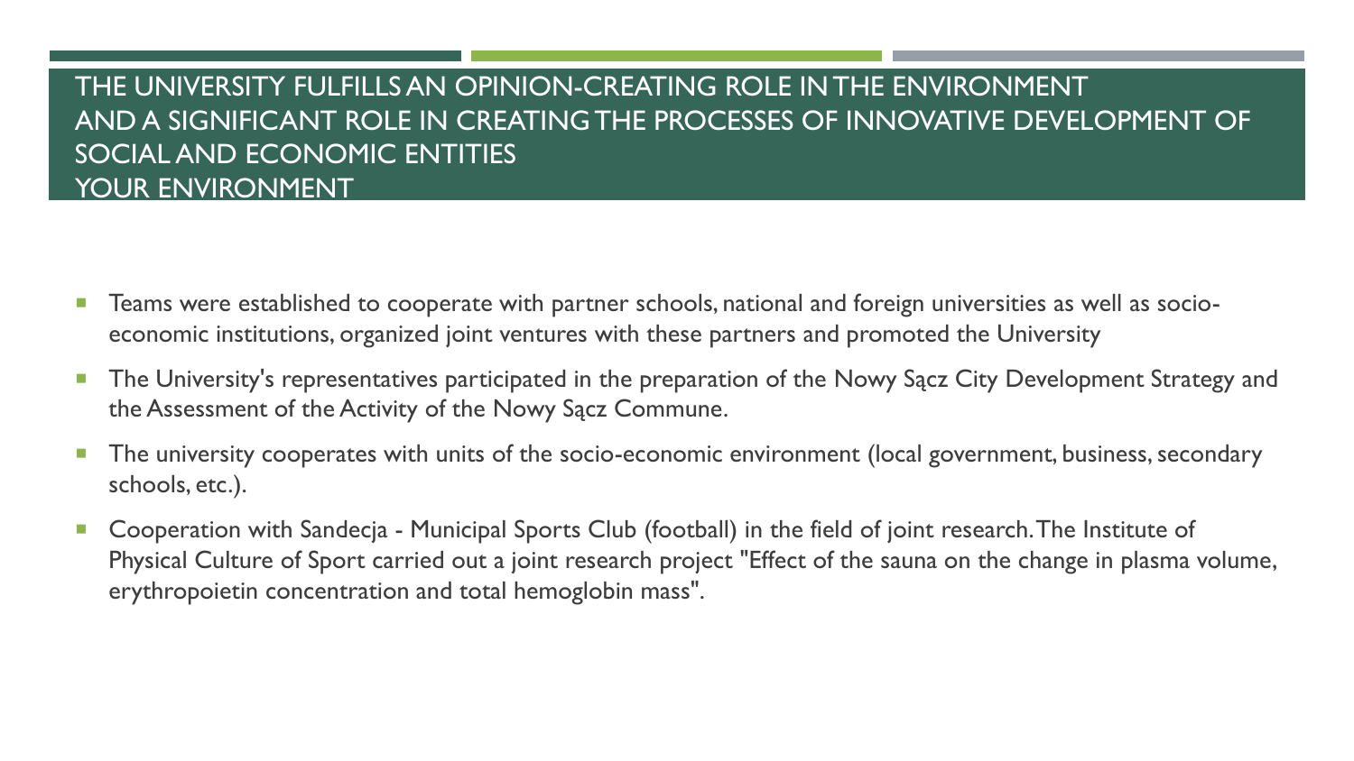# THE UNIVERSITY FULFILLS AN OPINION-CREATING ROLE IN THE ENVIRONMENT AND A SIGNIFICANT ROLE IN CREATING THE PROCESSES OF INNOVATIVE DEVELOPMENT OF SOCIAL AND ECONOMIC ENTITIES YOUR ENVIRONMENT

- Teams were established to cooperate with partner schools, national and foreign universities as well as socio-economic institutions, organized joint ventures with these partners and promoted the University
- The University's representatives participated in the preparation of the Nowy Sącz City Development Strategy and the Assessment of the Activity of the Nowy Sącz Commune.
- The university cooperates with units of the socio-economic environment (local government, business, secondary schools, etc.).
- Cooperation with Sandecja - Municipal Sports Club (football) in the field of joint research. The Institute of Physical Culture of Sport carried out a joint research project "Effect of the sauna on the change in plasma volume, erythropoietin concentration and total hemoglobin mass".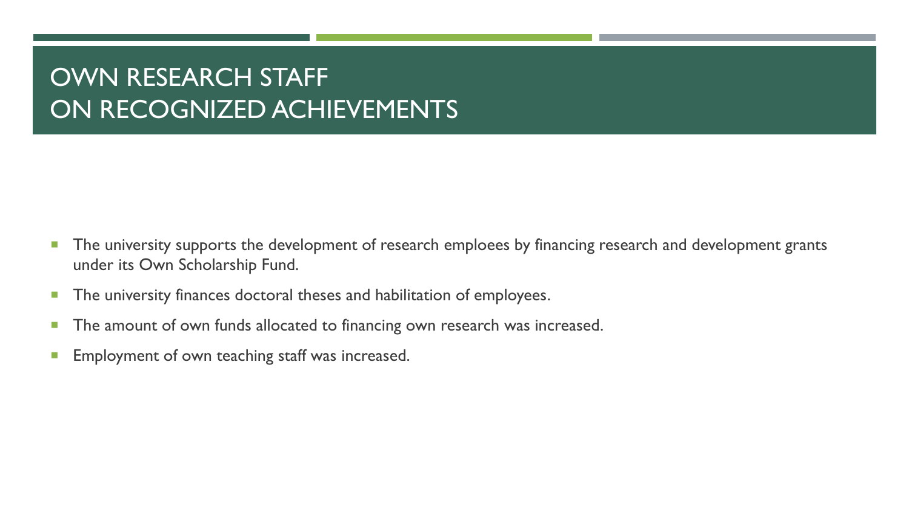# OWN RESEARCH STAFF ON RECOGNIZED ACHIEVEMENTS

- The university supports the development of research emploees by financing research and development grants under its Own Scholarship Fund.
- The university finances doctoral theses and habilitation of employees.
- The amount of own funds allocated to financing own research was increased.
- Employment of own teaching staff was increased.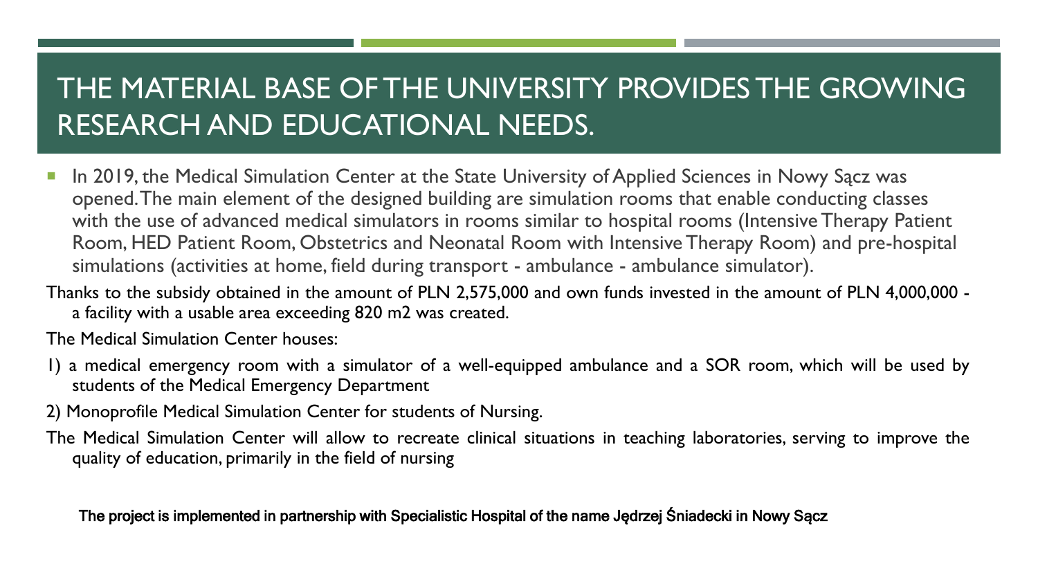# THE MATERIAL BASE OF THE UNIVERSITY PROVIDES THE GROWING RESEARCH AND EDUCATIONAL NEEDS.

- In 2019, the Medical Simulation Center at the State University of Applied Sciences in Nowy Sącz was opened. The main element of the designed building are simulation rooms that enable conducting classes with the use of advanced medical simulators in rooms similar to hospital rooms (Intensive Therapy Patient Room, HED Patient Room, Obstetrics and Neonatal Room with Intensive Therapy Room) and pre-hospital simulations (activities at home, field during transport - ambulance - ambulance simulator).

Thanks to the subsidy obtained in the amount of PLN 2,575,000 and own funds invested in the amount of PLN 4,000,000 - a facility with a usable area exceeding 820 m2 was created.

The Medical Simulation Center houses:

1) a medical emergency room with a simulator of a well-equipped ambulance and a SOR room, which will be used by students of the Medical Emergency Department

2) Monoprofile Medical Simulation Center for students of Nursing.

The Medical Simulation Center will allow to recreate clinical situations in teaching laboratories, serving to improve the quality of education, primarily in the field of nursing

**The project is implemented in partnership with Specialistic Hospital of the name Jędrzej Śniadecki in Nowy Sącz**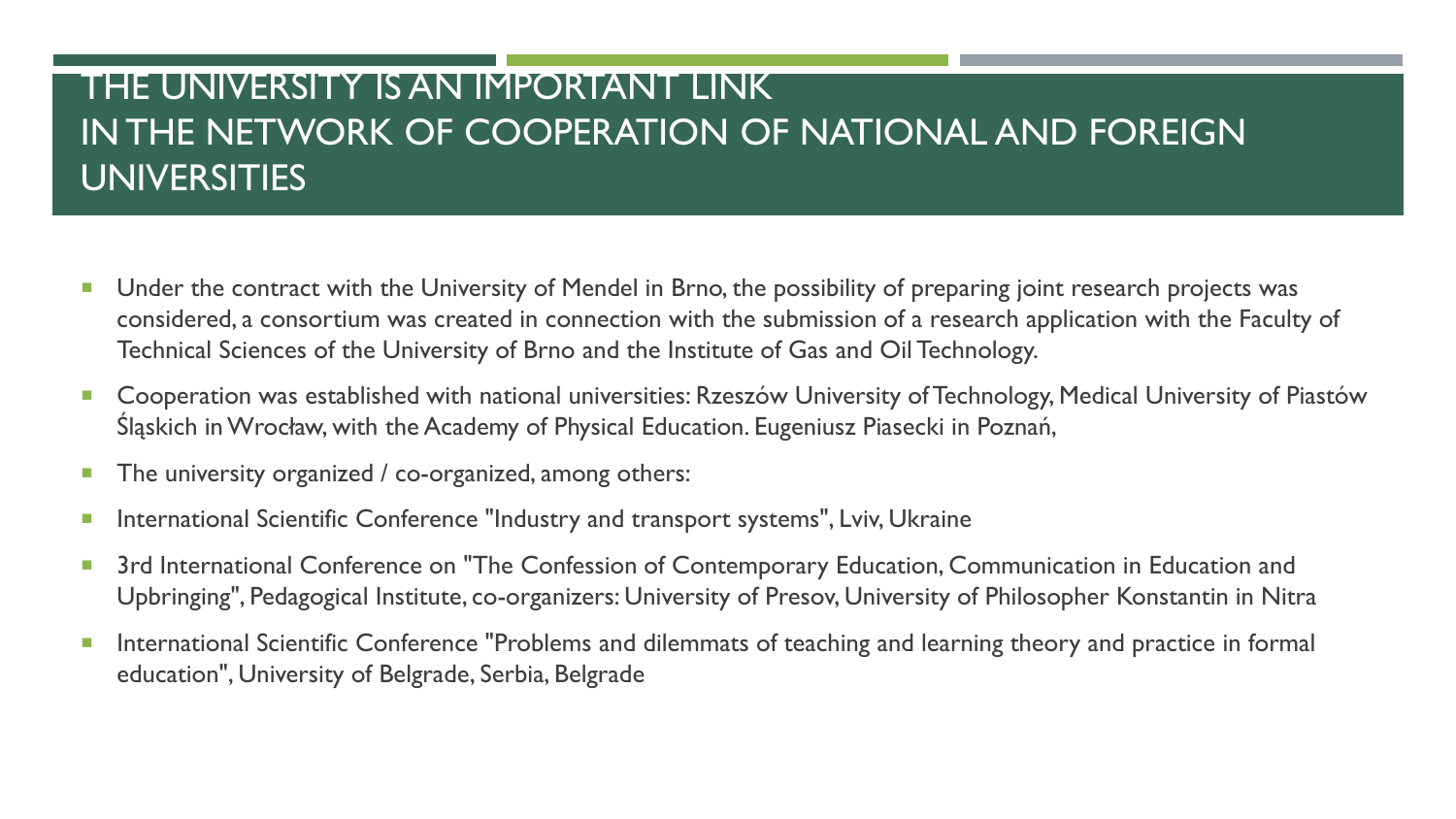# THE UNIVERSITY IS AN IMPORTANT LINK IN THE NETWORK OF COOPERATION OF NATIONAL AND FOREIGN UNIVERSITIES

- Under the contract with the University of Mendel in Brno, the possibility of preparing joint research projects was considered, a consortium was created in connection with the submission of a research application with the Faculty of Technical Sciences of the University of Brno and the Institute of Gas and Oil Technology.
- Cooperation was established with national universities: Rzeszów University of Technology, Medical University of Piastów Śląskich in Wrocław, with the Academy of Physical Education. Eugeniusz Piasecki in Poznań,
- The university organized / co-organized, among others:
- International Scientific Conference "Industry and transport systems", Lviv, Ukraine
- 3rd International Conference on "The Confession of Contemporary Education, Communication in Education and Upbringing", Pedagogical Institute, co-organizers: University of Presov, University of Philosopher Konstantin in Nitra
- International Scientific Conference "Problems and dilemmats of teaching and learning theory and practice in formal education", University of Belgrade, Serbia, Belgrade